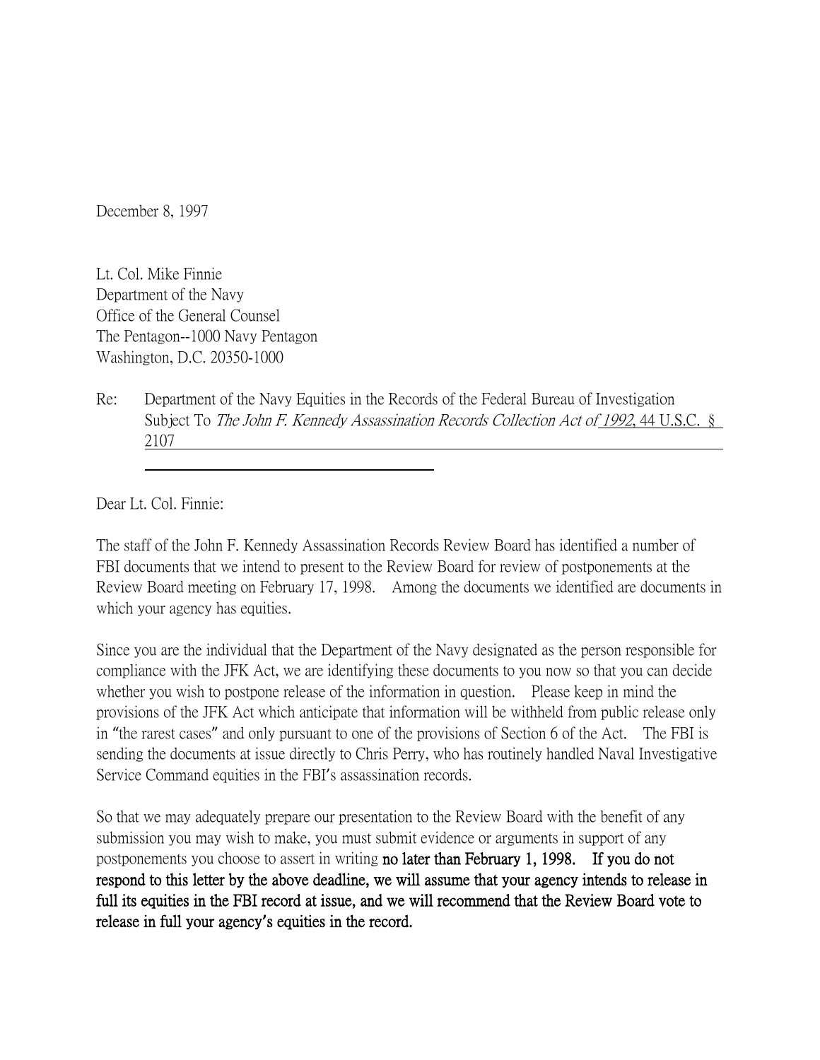December 8, 1997

Lt. Col. Mike Finnie
Department of the Navy
Office of the General Counsel
The Pentagon--1000 Navy Pentagon
Washington, D.C. 20350-1000

Re: Department of the Navy Equities in the Records of the Federal Bureau of Investigation Subject To *The John F. Kennedy Assassination Records Collection Act of 1992*, 44 U.S.C. § 2107

Dear Lt. Col. Finnie:

The staff of the John F. Kennedy Assassination Records Review Board has identified a number of FBI documents that we intend to present to the Review Board for review of postponements at the Review Board meeting on February 17, 1998. Among the documents we identified are documents in which your agency has equities.

Since you are the individual that the Department of the Navy designated as the person responsible for compliance with the JFK Act, we are identifying these documents to you now so that you can decide whether you wish to postpone release of the information in question. Please keep in mind the provisions of the JFK Act which anticipate that information will be withheld from public release only in "the rarest cases" and only pursuant to one of the provisions of Section 6 of the Act. The FBI is sending the documents at issue directly to Chris Perry, who has routinely handled Naval Investigative Service Command equities in the FBI's assassination records.

So that we may adequately prepare our presentation to the Review Board with the benefit of any submission you may wish to make, you must submit evidence or arguments in support of any postponements you choose to assert in writing **no later than February 1, 1998. If you do not respond to this letter by the above deadline, we will assume that your agency intends to release in full its equities in the FBI record at issue, and we will recommend that the Review Board vote to release in full your agency's equities in the record.**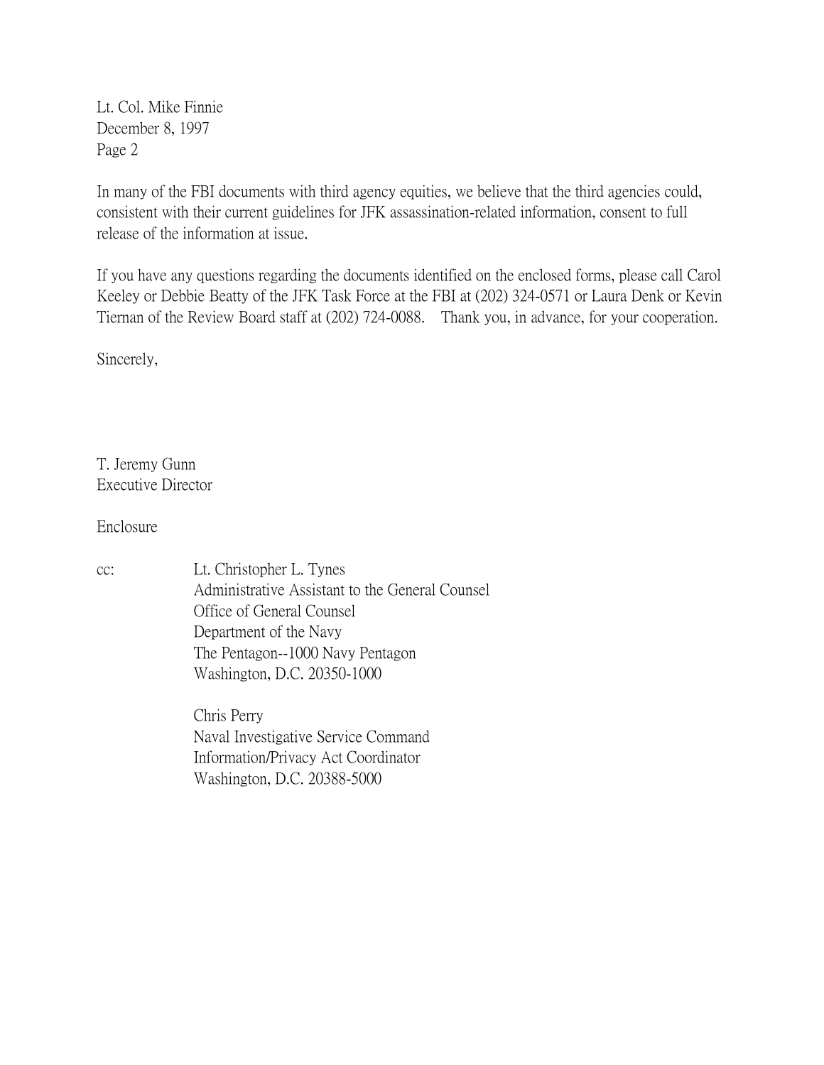Lt. Col. Mike Finnie
December 8, 1997
Page 2

In many of the FBI documents with third agency equities, we believe that the third agencies could, consistent with their current guidelines for JFK assassination-related information, consent to full release of the information at issue.

If you have any questions regarding the documents identified on the enclosed forms, please call Carol Keeley or Debbie Beatty of the JFK Task Force at the FBI at (202) 324-0571 or Laura Denk or Kevin Tiernan of the Review Board staff at (202) 724-0088. Thank you, in advance, for your cooperation.

Sincerely,

T. Jeremy Gunn
Executive Director

Enclosure

cc: Lt. Christopher L. Tynes
Administrative Assistant to the General Counsel
Office of General Counsel
Department of the Navy
The Pentagon--1000 Navy Pentagon
Washington, D.C. 20350-1000

Chris Perry
Naval Investigative Service Command
Information/Privacy Act Coordinator
Washington, D.C. 20388-5000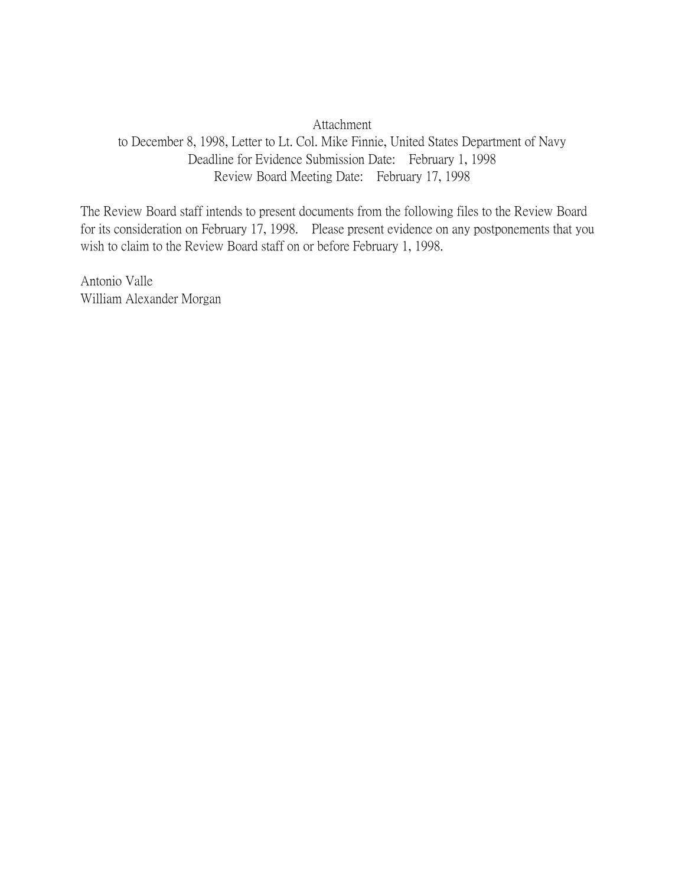Attachment
to December 8, 1998, Letter to Lt. Col. Mike Finnie, United States Department of Navy
Deadline for Evidence Submission Date: February 1, 1998
Review Board Meeting Date: February 17, 1998

The Review Board staff intends to present documents from the following files to the Review Board for its consideration on February 17, 1998. Please present evidence on any postponements that you wish to claim to the Review Board staff on or before February 1, 1998.

Antonio Valle
William Alexander Morgan